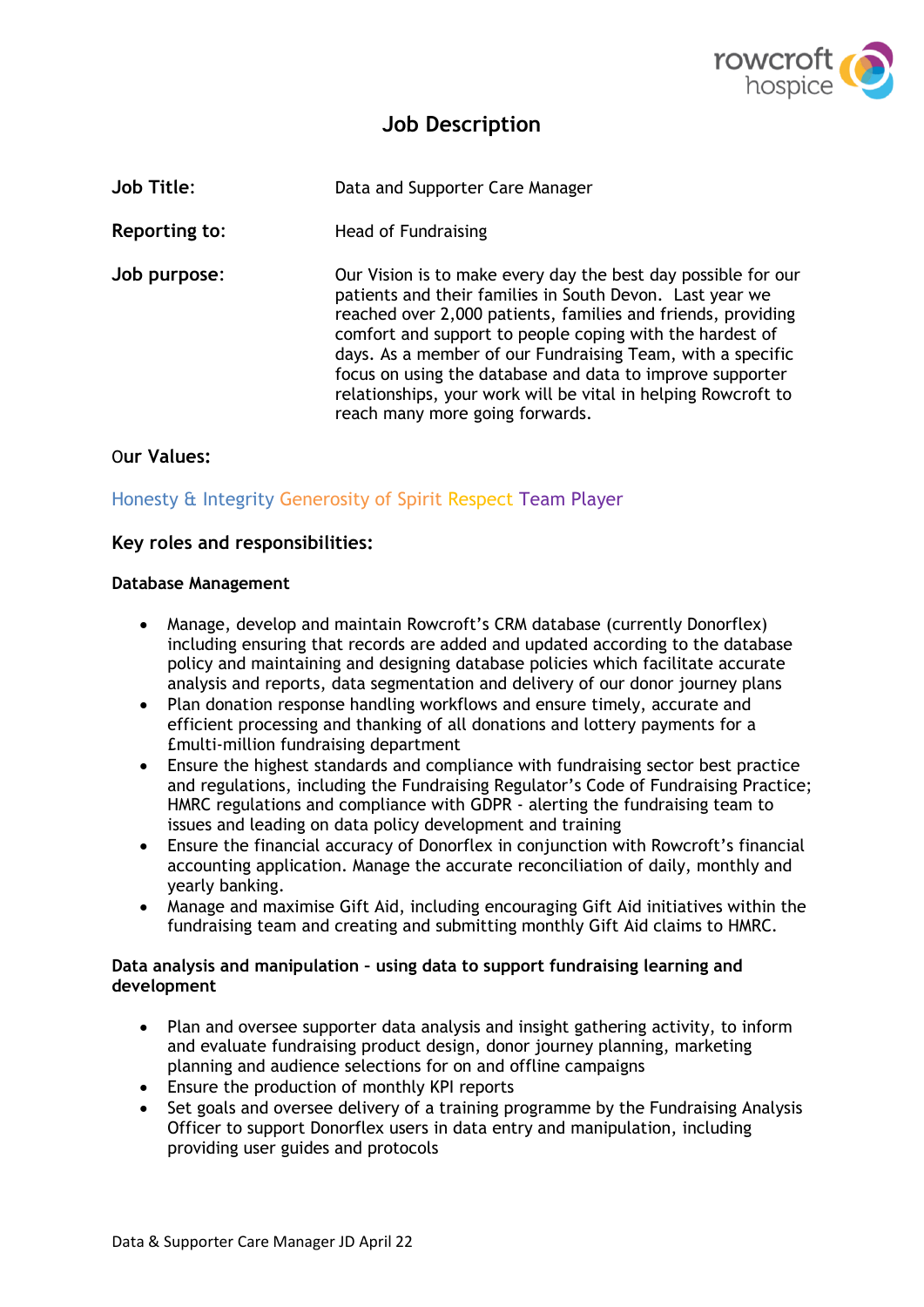# Job Description

**Job Title:** Data and Supporter Care Manager

**Reporting to:** Head of Fundraising

**Job purpose:** Our Vision is to make every day the best day possible for our patients and their families in South Devon. Last year we reached over 2,000 patients, families and friends, providing comfort and support to people coping with the hardest of days. As a member of our Fundraising Team, with a specific focus on using the database and data to improve supporter relationships, your work will be vital in helping Rowcroft to reach many more going forwards.

**Our Values:**

Honesty & Integrity Generosity of Spirit Respect Team Player

## Key roles and responsibilities:

### Database Management

- Manage, develop and maintain Rowcroft's CRM database (currently Donorflex) including ensuring that records are added and updated according to the database policy and maintaining and designing database policies which facilitate accurate analysis and reports, data segmentation and delivery of our donor journey plans
- Plan donation response handling workflows and ensure timely, accurate and efficient processing and thanking of all donations and lottery payments for a £multi-million fundraising department
- Ensure the highest standards and compliance with fundraising sector best practice and regulations, including the Fundraising Regulator's Code of Fundraising Practice; HMRC regulations and compliance with GDPR - alerting the fundraising team to issues and leading on data policy development and training
- Ensure the financial accuracy of Donorflex in conjunction with Rowcroft's financial accounting application. Manage the accurate reconciliation of daily, monthly and yearly banking.
- Manage and maximise Gift Aid, including encouraging Gift Aid initiatives within the fundraising team and creating and submitting monthly Gift Aid claims to HMRC.

### Data analysis and manipulation – using data to support fundraising learning and development

- Plan and oversee supporter data analysis and insight gathering activity, to inform and evaluate fundraising product design, donor journey planning, marketing planning and audience selections for on and offline campaigns
- Ensure the production of monthly KPI reports
- Set goals and oversee delivery of a training programme by the Fundraising Analysis Officer to support Donorflex users in data entry and manipulation, including providing user guides and protocols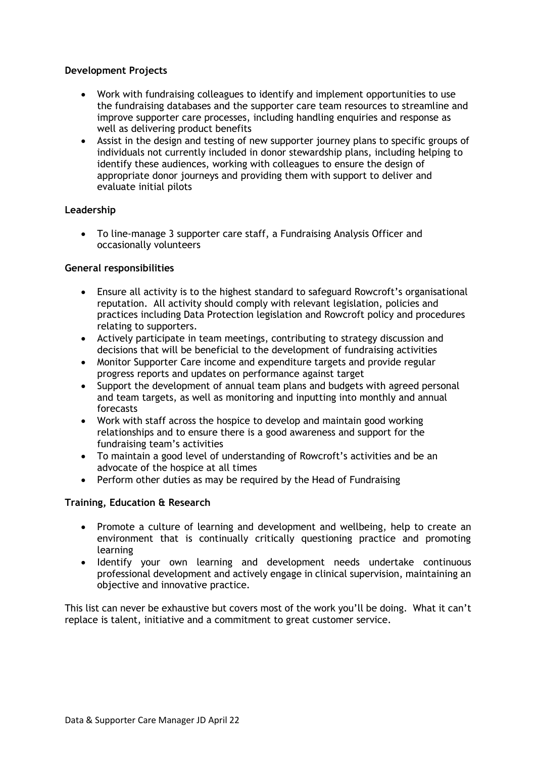**Development Projects**

- Work with fundraising colleagues to identify and implement opportunities to use the fundraising databases and the supporter care team resources to streamline and improve supporter care processes, including handling enquiries and response as well as delivering product benefits
- Assist in the design and testing of new supporter journey plans to specific groups of individuals not currently included in donor stewardship plans, including helping to identify these audiences, working with colleagues to ensure the design of appropriate donor journeys and providing them with support to deliver and evaluate initial pilots

**Leadership**

- To line-manage 3 supporter care staff, a Fundraising Analysis Officer and occasionally volunteers

**General responsibilities**

- Ensure all activity is to the highest standard to safeguard Rowcroft's organisational reputation. All activity should comply with relevant legislation, policies and practices including Data Protection legislation and Rowcroft policy and procedures relating to supporters.
- Actively participate in team meetings, contributing to strategy discussion and decisions that will be beneficial to the development of fundraising activities
- Monitor Supporter Care income and expenditure targets and provide regular progress reports and updates on performance against target
- Support the development of annual team plans and budgets with agreed personal and team targets, as well as monitoring and inputting into monthly and annual forecasts
- Work with staff across the hospice to develop and maintain good working relationships and to ensure there is a good awareness and support for the fundraising team's activities
- To maintain a good level of understanding of Rowcroft's activities and be an advocate of the hospice at all times
- Perform other duties as may be required by the Head of Fundraising

**Training, Education & Research**

- Promote a culture of learning and development and wellbeing, help to create an environment that is continually critically questioning practice and promoting learning
- Identify your own learning and development needs undertake continuous professional development and actively engage in clinical supervision, maintaining an objective and innovative practice.

This list can never be exhaustive but covers most of the work you'll be doing. What it can't replace is talent, initiative and a commitment to great customer service.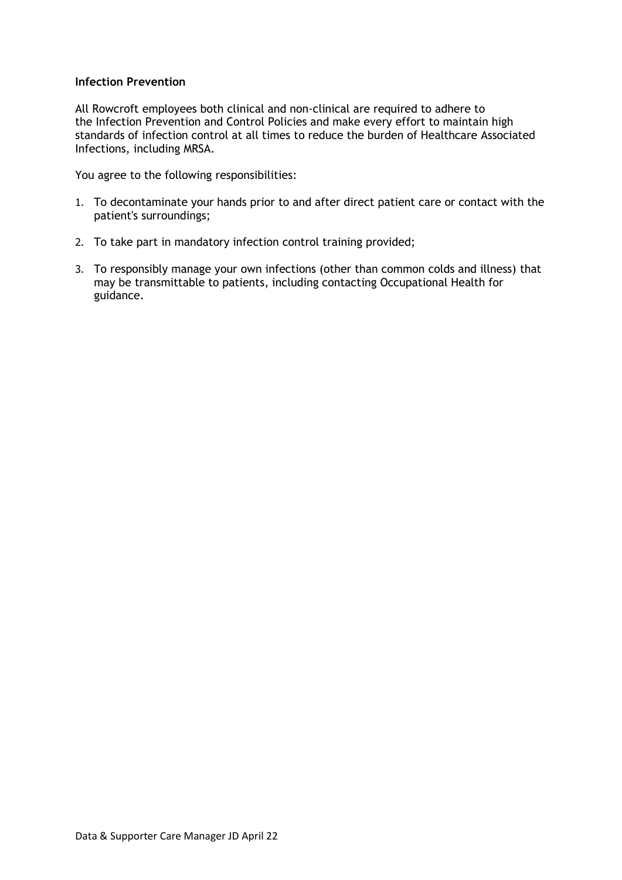**Infection Prevention**

All Rowcroft employees both clinical and non-clinical are required to adhere to the Infection Prevention and Control Policies and make every effort to maintain high standards of infection control at all times to reduce the burden of Healthcare Associated Infections, including MRSA.

You agree to the following responsibilities:

1. To decontaminate your hands prior to and after direct patient care or contact with the patient's surroundings;
2. To take part in mandatory infection control training provided;
3. To responsibly manage your own infections (other than common colds and illness) that may be transmittable to patients, including contacting Occupational Health for guidance.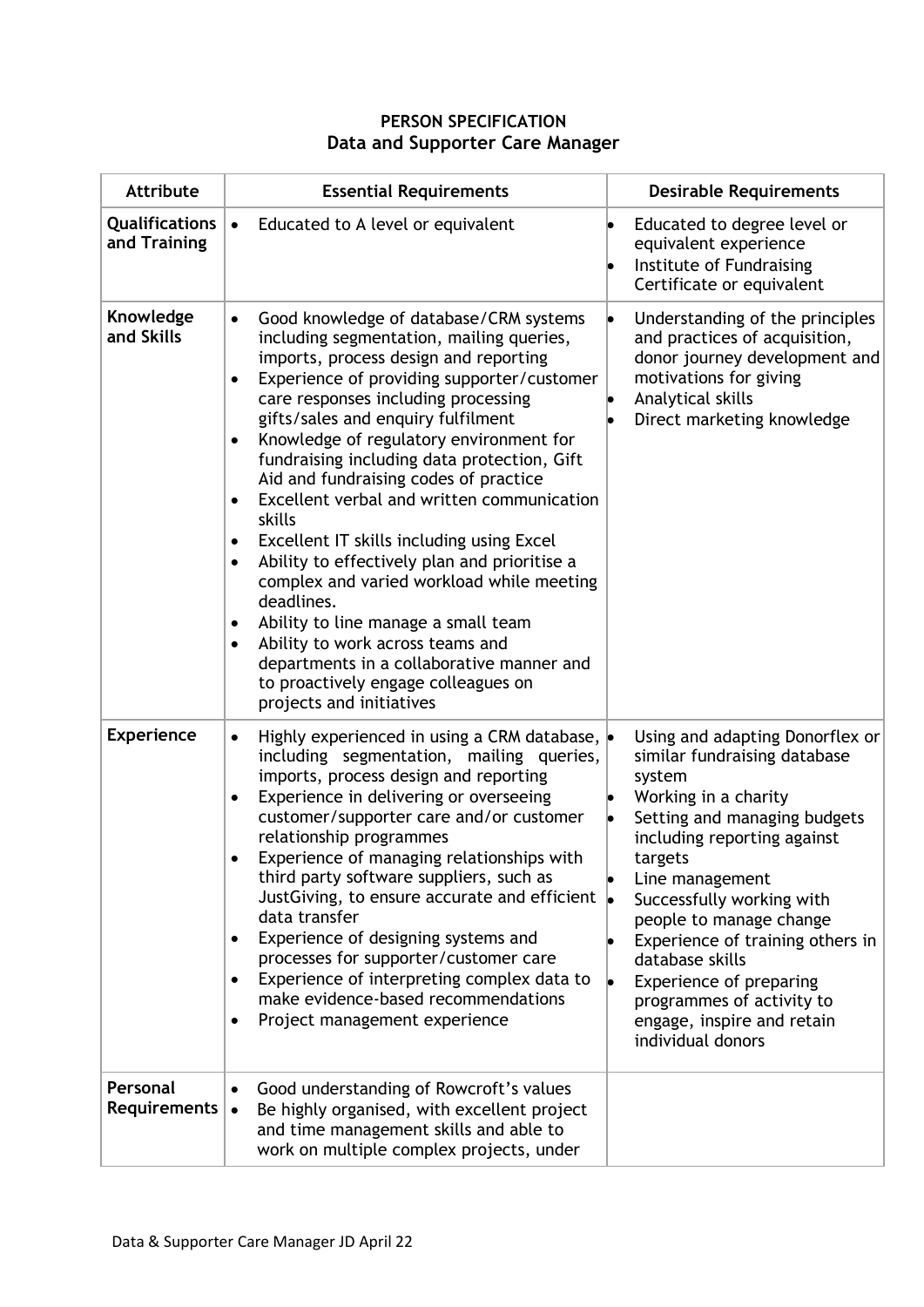**PERSON SPECIFICATION**
**Data and Supporter Care Manager**

| Attribute | Essential Requirements | Desirable Requirements |
|---|---|---|
| **Qualifications and Training** | • Educated to A level or equivalent | • Educated to degree level or equivalent experience<br>• Institute of Fundraising Certificate or equivalent |
| **Knowledge and Skills** | • Good knowledge of database/CRM systems including segmentation, mailing queries, imports, process design and reporting<br>• Experience of providing supporter/customer care responses including processing gifts/sales and enquiry fulfilment<br>• Knowledge of regulatory environment for fundraising including data protection, Gift Aid and fundraising codes of practice<br>• Excellent verbal and written communication skills<br>• Excellent IT skills including using Excel<br>• Ability to effectively plan and prioritise a complex and varied workload while meeting deadlines.<br>• Ability to line manage a small team<br>• Ability to work across teams and departments in a collaborative manner and to proactively engage colleagues on projects and initiatives | • Understanding of the principles and practices of acquisition, donor journey development and motivations for giving<br>• Analytical skills<br>• Direct marketing knowledge |
| **Experience** | • Highly experienced in using a CRM database, including segmentation, mailing queries, imports, process design and reporting<br>• Experience in delivering or overseeing customer/supporter care and/or customer relationship programmes<br>• Experience of managing relationships with third party software suppliers, such as JustGiving, to ensure accurate and efficient data transfer<br>• Experience of designing systems and processes for supporter/customer care<br>• Experience of interpreting complex data to make evidence-based recommendations<br>• Project management experience | • Using and adapting Donorflex or similar fundraising database system<br>• Working in a charity<br>• Setting and managing budgets including reporting against targets<br>• Line management<br>• Successfully working with people to manage change<br>• Experience of training others in database skills<br>• Experience of preparing programmes of activity to engage, inspire and retain individual donors |
| **Personal Requirements** | • Good understanding of Rowcroft's values<br>• Be highly organised, with excellent project and time management skills and able to work on multiple complex projects, under | |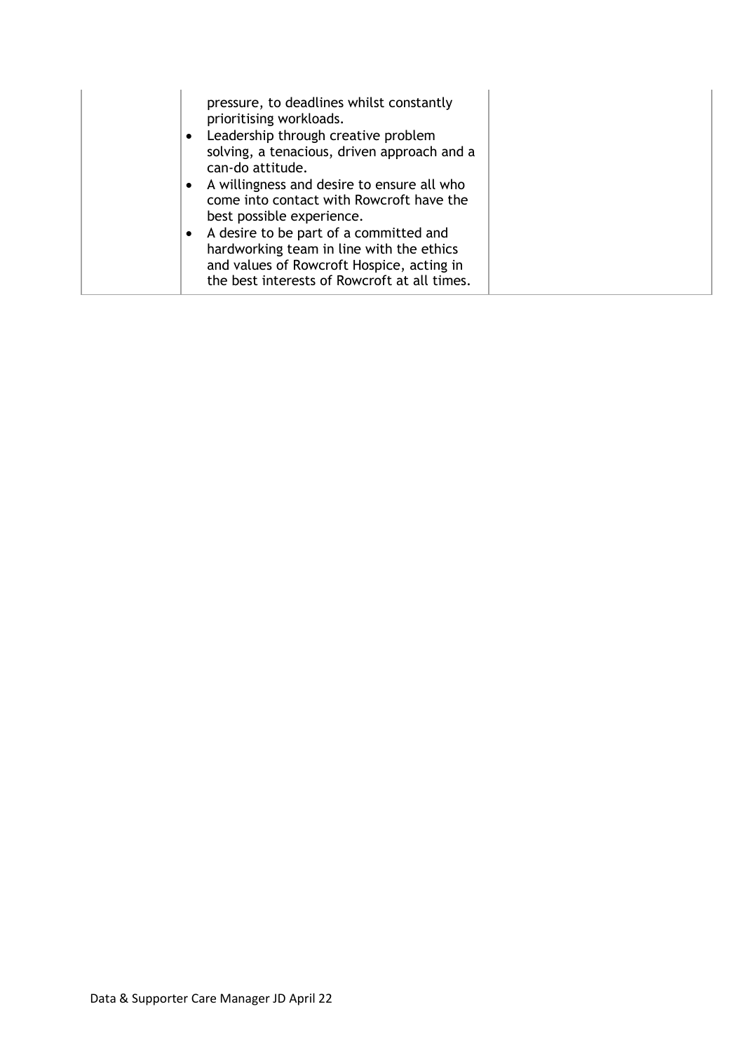| | | |
|---|---|---|
| | pressure, to deadlines whilst constantly prioritising workloads.<br>• Leadership through creative problem solving, a tenacious, driven approach and a can-do attitude.<br>• A willingness and desire to ensure all who come into contact with Rowcroft have the best possible experience.<br>• A desire to be part of a committed and hardworking team in line with the ethics and values of Rowcroft Hospice, acting in the best interests of Rowcroft at all times. | |